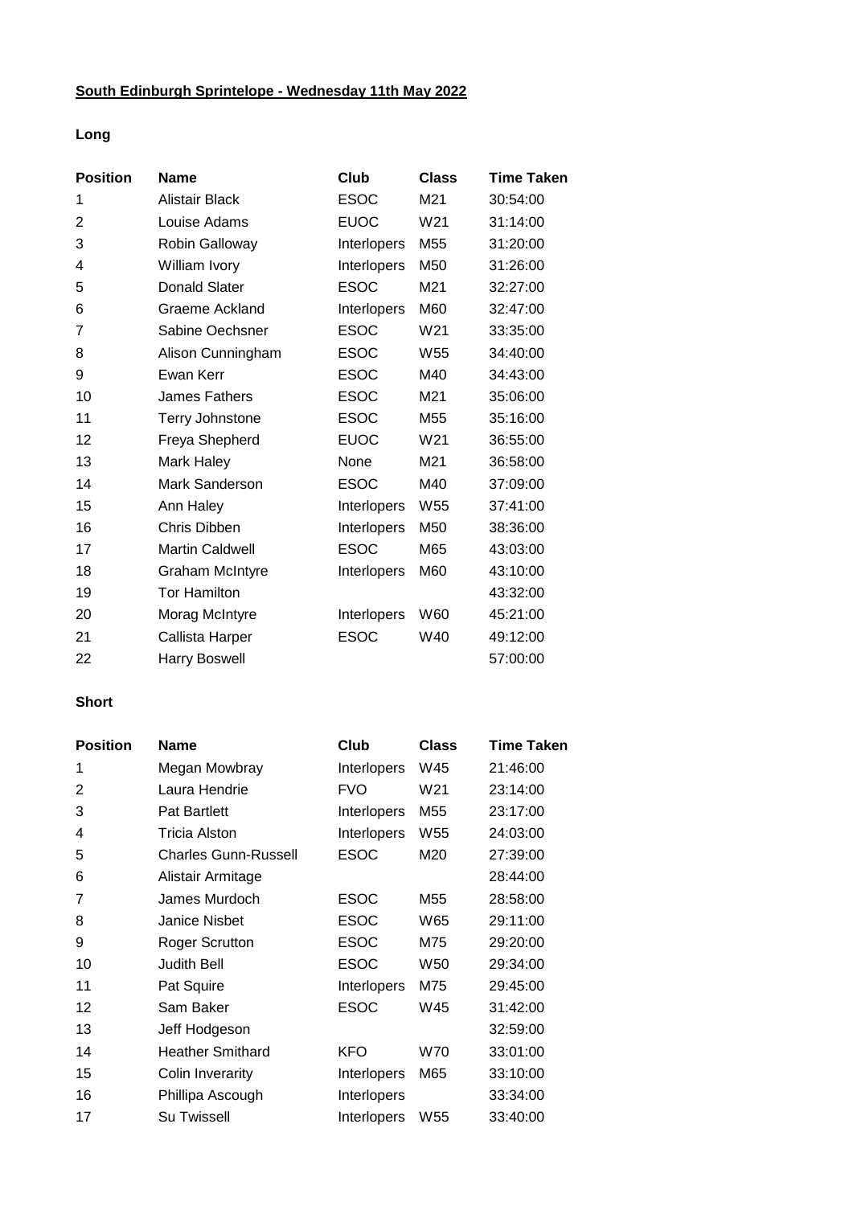**South Edinburgh Sprintelope - Wednesday 11th May 2022**

**Long**

| Position | Name | Club | Class | Time Taken |
|---|---|---|---|---|
| 1 | Alistair Black | ESOC | M21 | 30:54:00 |
| 2 | Louise Adams | EUOC | W21 | 31:14:00 |
| 3 | Robin Galloway | Interlopers | M55 | 31:20:00 |
| 4 | William Ivory | Interlopers | M50 | 31:26:00 |
| 5 | Donald Slater | ESOC | M21 | 32:27:00 |
| 6 | Graeme Ackland | Interlopers | M60 | 32:47:00 |
| 7 | Sabine Oechsner | ESOC | W21 | 33:35:00 |
| 8 | Alison Cunningham | ESOC | W55 | 34:40:00 |
| 9 | Ewan Kerr | ESOC | M40 | 34:43:00 |
| 10 | James Fathers | ESOC | M21 | 35:06:00 |
| 11 | Terry Johnstone | ESOC | M55 | 35:16:00 |
| 12 | Freya Shepherd | EUOC | W21 | 36:55:00 |
| 13 | Mark Haley | None | M21 | 36:58:00 |
| 14 | Mark Sanderson | ESOC | M40 | 37:09:00 |
| 15 | Ann Haley | Interlopers | W55 | 37:41:00 |
| 16 | Chris Dibben | Interlopers | M50 | 38:36:00 |
| 17 | Martin Caldwell | ESOC | M65 | 43:03:00 |
| 18 | Graham McIntyre | Interlopers | M60 | 43:10:00 |
| 19 | Tor Hamilton | | | 43:32:00 |
| 20 | Morag McIntyre | Interlopers | W60 | 45:21:00 |
| 21 | Callista Harper | ESOC | W40 | 49:12:00 |
| 22 | Harry Boswell | | | 57:00:00 |

**Short**

| Position | Name | Club | Class | Time Taken |
|---|---|---|---|---|
| 1 | Megan Mowbray | Interlopers | W45 | 21:46:00 |
| 2 | Laura Hendrie | FVO | W21 | 23:14:00 |
| 3 | Pat Bartlett | Interlopers | M55 | 23:17:00 |
| 4 | Tricia Alston | Interlopers | W55 | 24:03:00 |
| 5 | Charles Gunn-Russell | ESOC | M20 | 27:39:00 |
| 6 | Alistair Armitage | | | 28:44:00 |
| 7 | James Murdoch | ESOC | M55 | 28:58:00 |
| 8 | Janice Nisbet | ESOC | W65 | 29:11:00 |
| 9 | Roger Scrutton | ESOC | M75 | 29:20:00 |
| 10 | Judith Bell | ESOC | W50 | 29:34:00 |
| 11 | Pat Squire | Interlopers | M75 | 29:45:00 |
| 12 | Sam Baker | ESOC | W45 | 31:42:00 |
| 13 | Jeff Hodgeson | | | 32:59:00 |
| 14 | Heather Smithard | KFO | W70 | 33:01:00 |
| 15 | Colin Inverarity | Interlopers | M65 | 33:10:00 |
| 16 | Phillipa Ascough | Interlopers | | 33:34:00 |
| 17 | Su Twissell | Interlopers | W55 | 33:40:00 |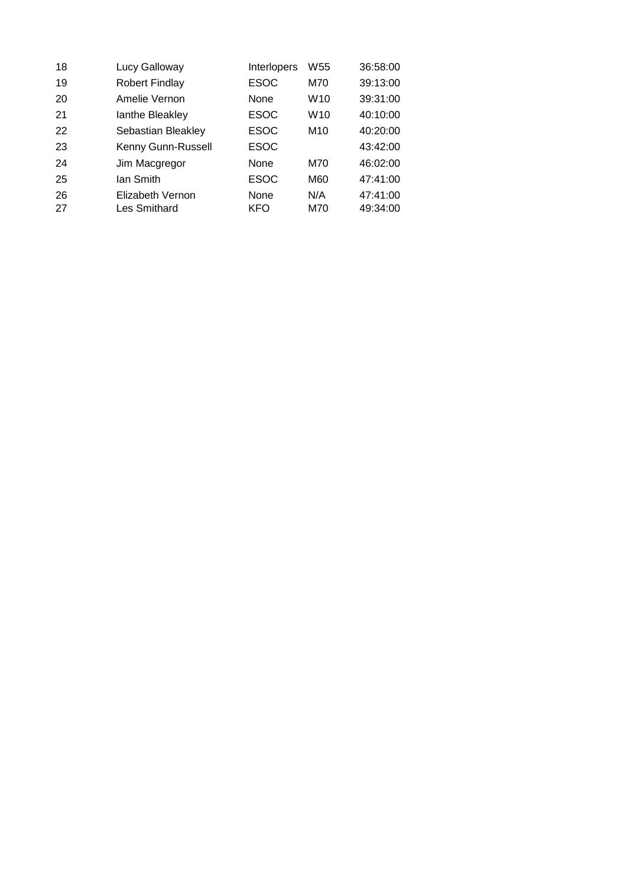| | | | | |
|---|---|---|---|---|
| 18 | Lucy Galloway | Interlopers | W55 | 36:58:00 |
| 19 | Robert Findlay | ESOC | M70 | 39:13:00 |
| 20 | Amelie Vernon | None | W10 | 39:31:00 |
| 21 | Ianthe Bleakley | ESOC | W10 | 40:10:00 |
| 22 | Sebastian Bleakley | ESOC | M10 | 40:20:00 |
| 23 | Kenny Gunn-Russell | ESOC | | 43:42:00 |
| 24 | Jim Macgregor | None | M70 | 46:02:00 |
| 25 | Ian Smith | ESOC | M60 | 47:41:00 |
| 26 | Elizabeth Vernon | None | N/A | 47:41:00 |
| 27 | Les Smithard | KFO | M70 | 49:34:00 |